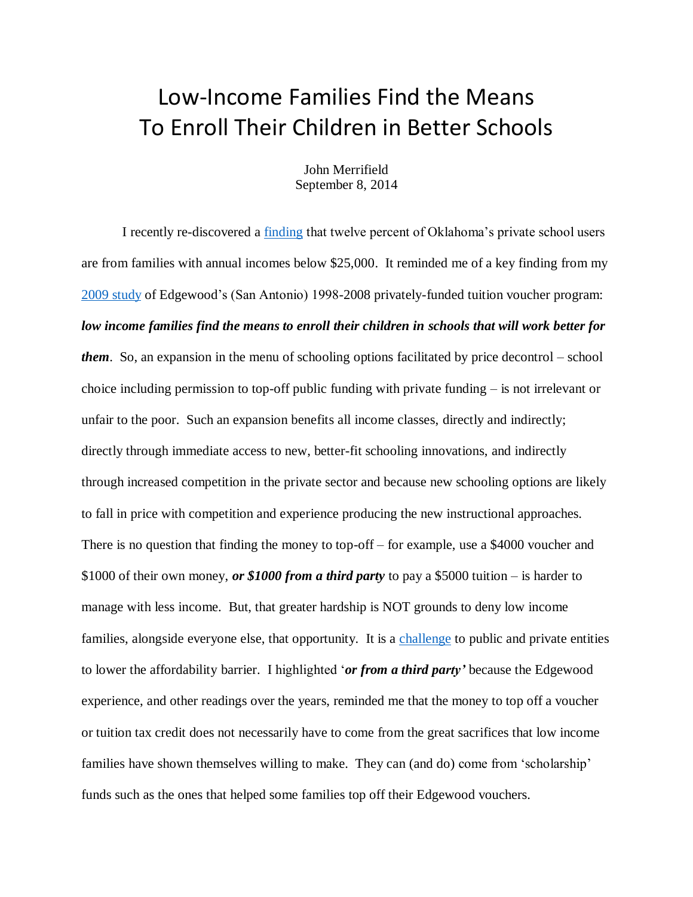# Low-Income Families Find the Means To Enroll Their Children in Better Schools

John Merrifield
September 8, 2014

I recently re-discovered a finding that twelve percent of Oklahoma's private school users are from families with annual incomes below $25,000. It reminded me of a key finding from my 2009 study of Edgewood's (San Antonio) 1998-2008 privately-funded tuition voucher program: ***low income families find the means to enroll their children in schools that will work better for them***. So, an expansion in the menu of schooling options facilitated by price decontrol – school choice including permission to top-off public funding with private funding – is not irrelevant or unfair to the poor. Such an expansion benefits all income classes, directly and indirectly; directly through immediate access to new, better-fit schooling innovations, and indirectly through increased competition in the private sector and because new schooling options are likely to fall in price with competition and experience producing the new instructional approaches. There is no question that finding the money to top-off – for example, use a $4000 voucher and $1000 of their own money, ***or $1000 from a third party*** to pay a $5000 tuition – is harder to manage with less income. But, that greater hardship is NOT grounds to deny low income families, alongside everyone else, that opportunity. It is a challenge to public and private entities to lower the affordability barrier. I highlighted '***or from a third party'*** because the Edgewood experience, and other readings over the years, reminded me that the money to top off a voucher or tuition tax credit does not necessarily have to come from the great sacrifices that low income families have shown themselves willing to make. They can (and do) come from 'scholarship' funds such as the ones that helped some families top off their Edgewood vouchers.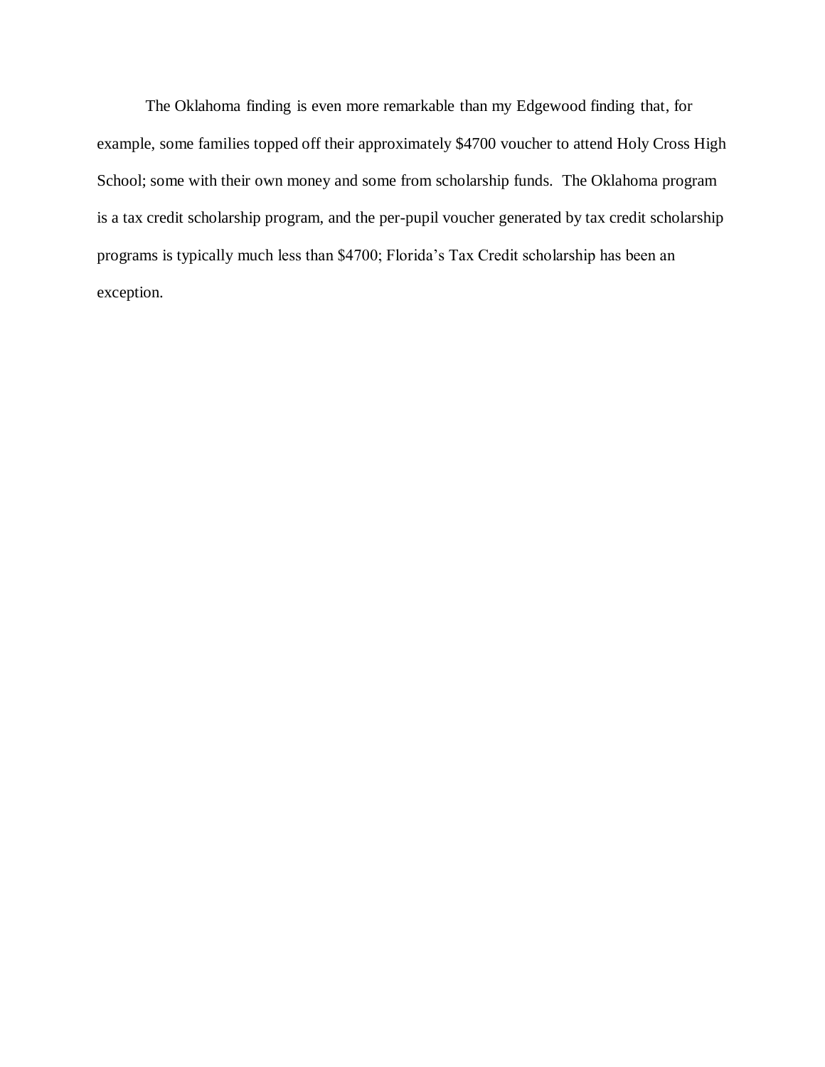The Oklahoma finding is even more remarkable than my Edgewood finding that, for example, some families topped off their approximately $4700 voucher to attend Holy Cross High School; some with their own money and some from scholarship funds. The Oklahoma program is a tax credit scholarship program, and the per-pupil voucher generated by tax credit scholarship programs is typically much less than $4700; Florida's Tax Credit scholarship has been an exception.